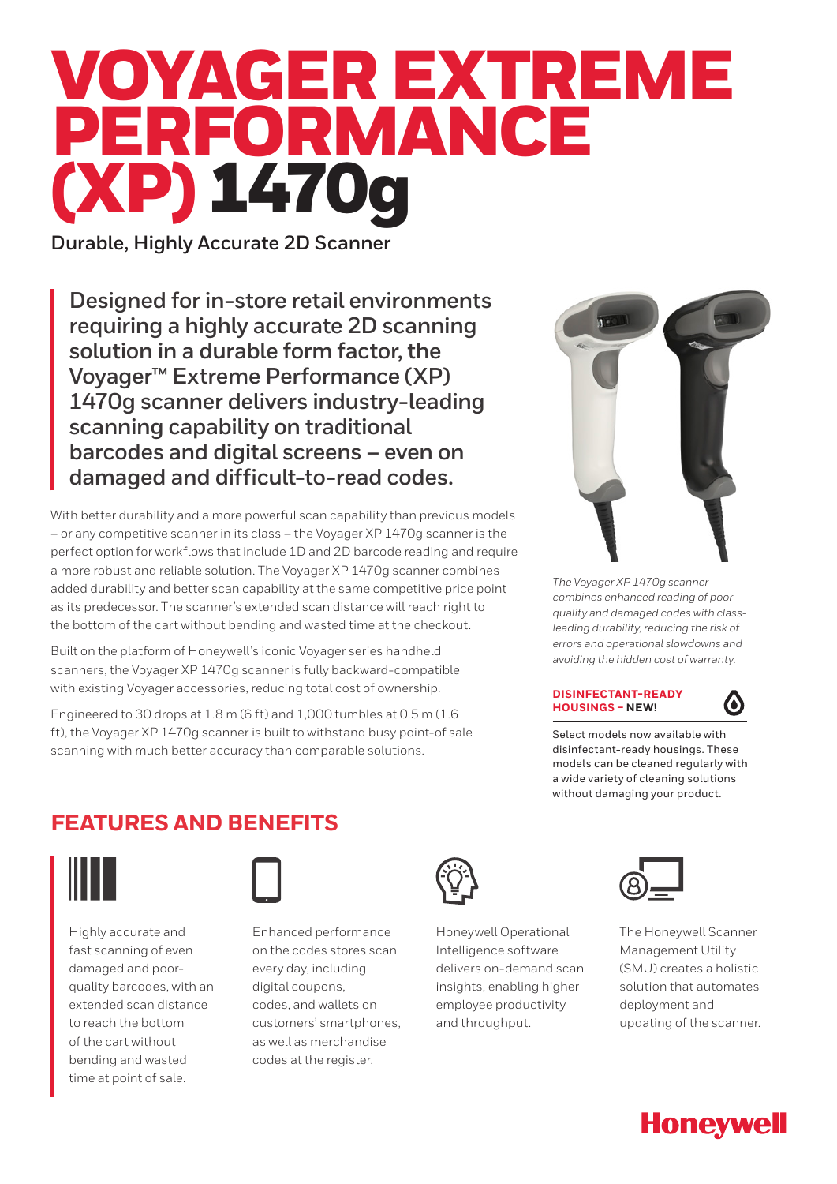# VOYAGER EXTREME PERFORMANCE (XP) 1470g

**Durable, Highly Accurate 2D Scanner**

**Designed for in-store retail environments requiring a highly accurate 2D scanning solution in a durable form factor, the Voyager™ Extreme Performance (XP) 1470g scanner delivers industry-leading scanning capability on traditional barcodes and digital screens – even on damaged and difficult-to-read codes.**

With better durability and a more powerful scan capability than previous models – or any competitive scanner in its class – the Voyager XP 1470g scanner is the perfect option for workflows that include 1D and 2D barcode reading and require a more robust and reliable solution. The Voyager XP 1470g scanner combines added durability and better scan capability at the same competitive price point as its predecessor. The scanner's extended scan distance will reach right to the bottom of the cart without bending and wasted time at the checkout.

Built on the platform of Honeywell's iconic Voyager series handheld scanners, the Voyager XP 1470g scanner is fully backward-compatible with existing Voyager accessories, reducing total cost of ownership.

Engineered to 30 drops at 1.8 m (6 ft) and 1,000 tumbles at 0.5 m (1.6 ft), the Voyager XP 1470g scanner is built to withstand busy point-of sale scanning with much better accuracy than comparable solutions.

*The Voyager XP 1470g scanner combines enhanced reading of poor-quality and damaged codes with class-leading durability, reducing the risk of errors and operational slowdowns and avoiding the hidden cost of warranty.*

**DISINFECTANT-READY HOUSINGS – NEW!**

Select models now available with disinfectant-ready housings. These models can be cleaned regularly with a wide variety of cleaning solutions without damaging your product.

## FEATURES AND BENEFITS

- Highly accurate and fast scanning of even damaged and poor-quality barcodes, with an extended scan distance to reach the bottom of the cart without bending and wasted time at point of sale.
- Enhanced performance on the codes stores scan every day, including digital coupons, codes, and wallets on customers' smartphones, as well as merchandise codes at the register.
- Honeywell Operational Intelligence software delivers on-demand scan insights, enabling higher employee productivity and throughput.
- The Honeywell Scanner Management Utility (SMU) creates a holistic solution that automates deployment and updating of the scanner.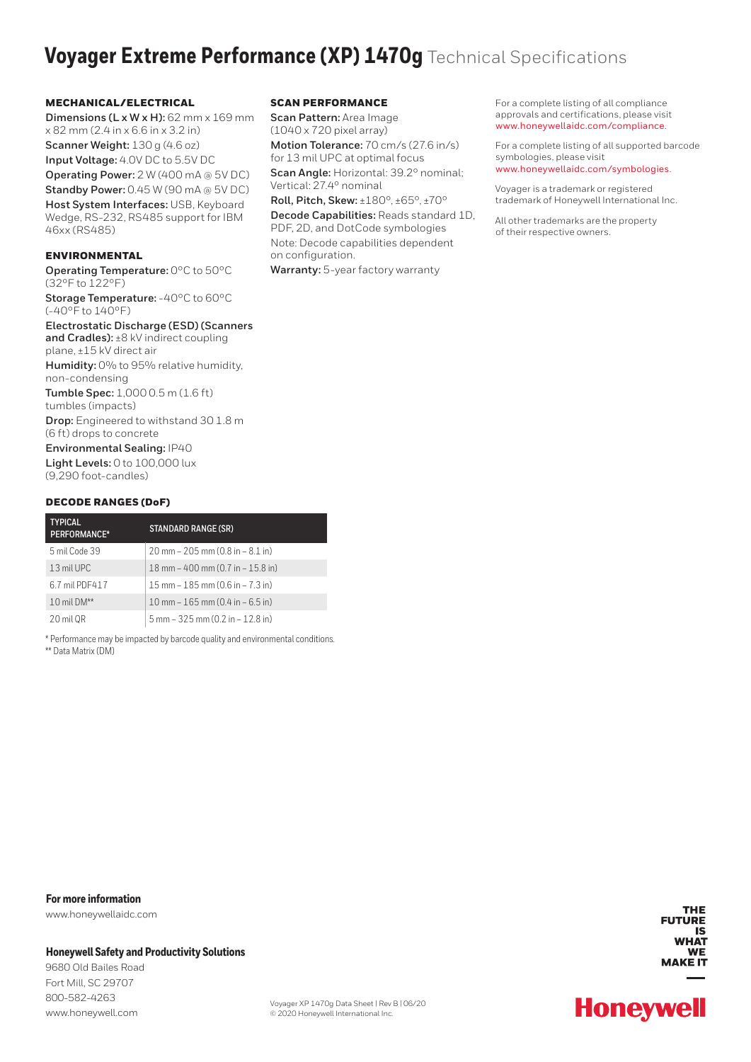# Voyager Extreme Performance (XP) 1470g Technical Specifications

## MECHANICAL/ELECTRICAL

**Dimensions (L x W x H):** 62 mm x 169 mm x 82 mm (2.4 in x 6.6 in x 3.2 in)

**Scanner Weight:** 130 g (4.6 oz)

**Input Voltage:** 4.0V DC to 5.5V DC

**Operating Power:** 2 W (400 mA @ 5V DC)

**Standby Power:** 0.45 W (90 mA @ 5V DC)

**Host System Interfaces:** USB, Keyboard Wedge, RS-232, RS485 support for IBM 46xx (RS485)

## ENVIRONMENTAL

**Operating Temperature:** 0°C to 50°C (32°F to 122°F)

**Storage Temperature:** -40°C to 60°C (-40°F to 140°F)

**Electrostatic Discharge (ESD) (Scanners and Cradles):** ±8 kV indirect coupling plane, ±15 kV direct air

**Humidity:** 0% to 95% relative humidity, non-condensing

**Tumble Spec:** 1,000 0.5 m (1.6 ft) tumbles (impacts)

**Drop:** Engineered to withstand 30 1.8 m (6 ft) drops to concrete

**Environmental Sealing:** IP40

**Light Levels:** 0 to 100,000 lux (9,290 foot-candles)

## DECODE RANGES (DoF)

| TYPICAL PERFORMANCE* | STANDARD RANGE (SR) |
|---|---|
| 5 mil Code 39 | 20 mm – 205 mm (0.8 in – 8.1 in) |
| 13 mil UPC | 18 mm – 400 mm (0.7 in – 15.8 in) |
| 6.7 mil PDF417 | 15 mm – 185 mm (0.6 in – 7.3 in) |
| 10 mil DM** | 10 mm – 165 mm (0.4 in – 6.5 in) |
| 20 mil QR | 5 mm – 325 mm (0.2 in – 12.8 in) |

* Performance may be impacted by barcode quality and environmental conditions.

** Data Matrix (DM)

## SCAN PERFORMANCE

**Scan Pattern:** Area Image (1040 x 720 pixel array)

**Motion Tolerance:** 70 cm/s (27.6 in/s) for 13 mil UPC at optimal focus

**Scan Angle:** Horizontal: 39.2° nominal; Vertical: 27.4° nominal

**Roll, Pitch, Skew:** ±180°, ±65°, ±70°

**Decode Capabilities:** Reads standard 1D, PDF, 2D, and DotCode symbologies

Note: Decode capabilities dependent on configuration.

**Warranty:** 5-year factory warranty

For a complete listing of all compliance approvals and certifications, please visit www.honeywellaidc.com/compliance.

For a complete listing of all supported barcode symbologies, please visit www.honeywellaidc.com/symbologies.

Voyager is a trademark or registered trademark of Honeywell International Inc.

All other trademarks are the property of their respective owners.

**For more information**

www.honeywellaidc.com

**Honeywell Safety and Productivity Solutions**

9680 Old Bailes Road
Fort Mill, SC 29707
800-582-4263
www.honeywell.com

Voyager XP 1470g Data Sheet | Rev B | 06/20
© 2020 Honeywell International Inc.

THE FUTURE IS WHAT WE MAKE IT

Honeywell